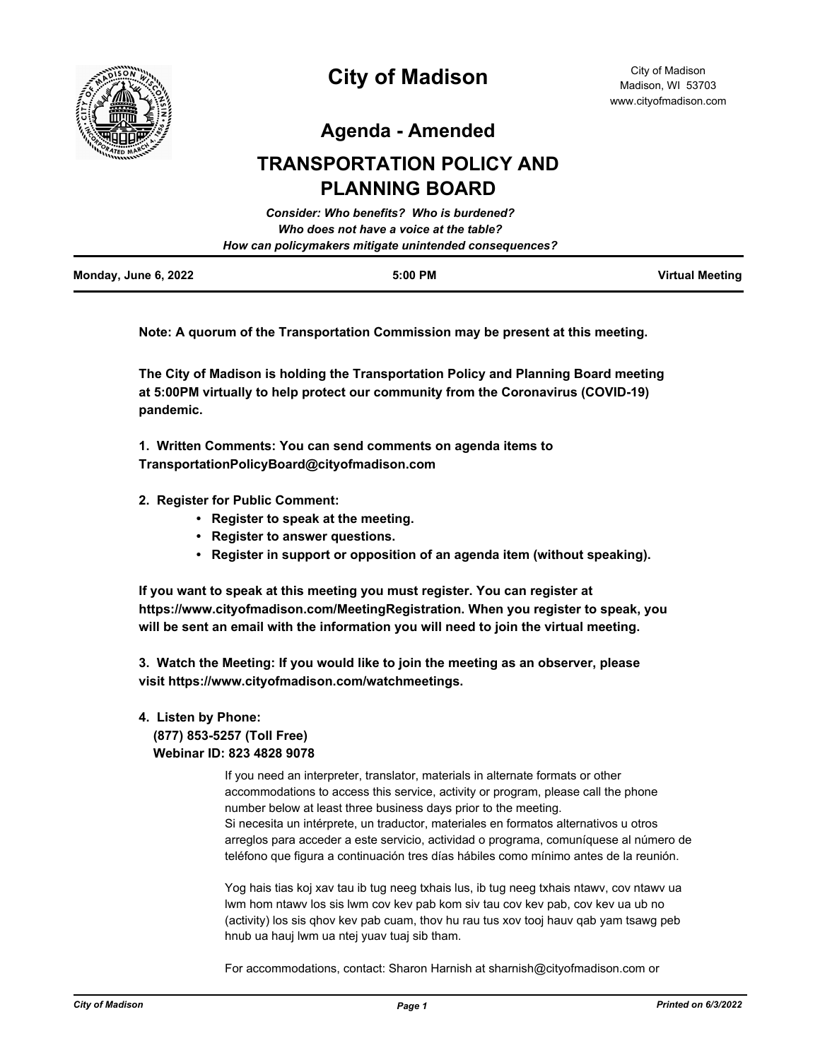# City of Madison

City of Madison
Madison, WI 53703
www.cityofmadison.com

## Agenda - Amended

## TRANSPORTATION POLICY AND PLANNING BOARD

*Consider: Who benefits? Who is burdened?*
*Who does not have a voice at the table?*
*How can policymakers mitigate unintended consequences?*

| Monday, June 6, 2022 | 5:00 PM | Virtual Meeting |
|---|---|---|

**Note: A quorum of the Transportation Commission may be present at this meeting.**

**The City of Madison is holding the Transportation Policy and Planning Board meeting at 5:00PM virtually to help protect our community from the Coronavirus (COVID-19) pandemic.**

**1. Written Comments: You can send comments on agenda items to TransportationPolicyBoard@cityofmadison.com**

**2. Register for Public Comment:**

- **Register to speak at the meeting.**
- **Register to answer questions.**
- **Register in support or opposition of an agenda item (without speaking).**

**If you want to speak at this meeting you must register. You can register at https://www.cityofmadison.com/MeetingRegistration. When you register to speak, you will be sent an email with the information you will need to join the virtual meeting.**

**3. Watch the Meeting: If you would like to join the meeting as an observer, please visit https://www.cityofmadison.com/watchmeetings.**

**4. Listen by Phone:**
**(877) 853-5257 (Toll Free)**
**Webinar ID: 823 4828 9078**

If you need an interpreter, translator, materials in alternate formats or other accommodations to access this service, activity or program, please call the phone number below at least three business days prior to the meeting.
Si necesita un intérprete, un traductor, materiales en formatos alternativos u otros arreglos para acceder a este servicio, actividad o programa, comuníquese al número de teléfono que figura a continuación tres días hábiles como mínimo antes de la reunión.

Yog hais tias koj xav tau ib tug neeg txhais lus, ib tug neeg txhais ntawv, cov ntawv ua lwm hom ntawv los sis lwm cov kev pab kom siv tau cov kev pab, cov kev ua ub no (activity) los sis qhov kev pab cuam, thov hu rau tus xov tooj hauv qab yam tsawg peb hnub ua hauj lwm ua ntej yuav tuaj sib tham.

For accommodations, contact: Sharon Harnish at sharnish@cityofmadison.com or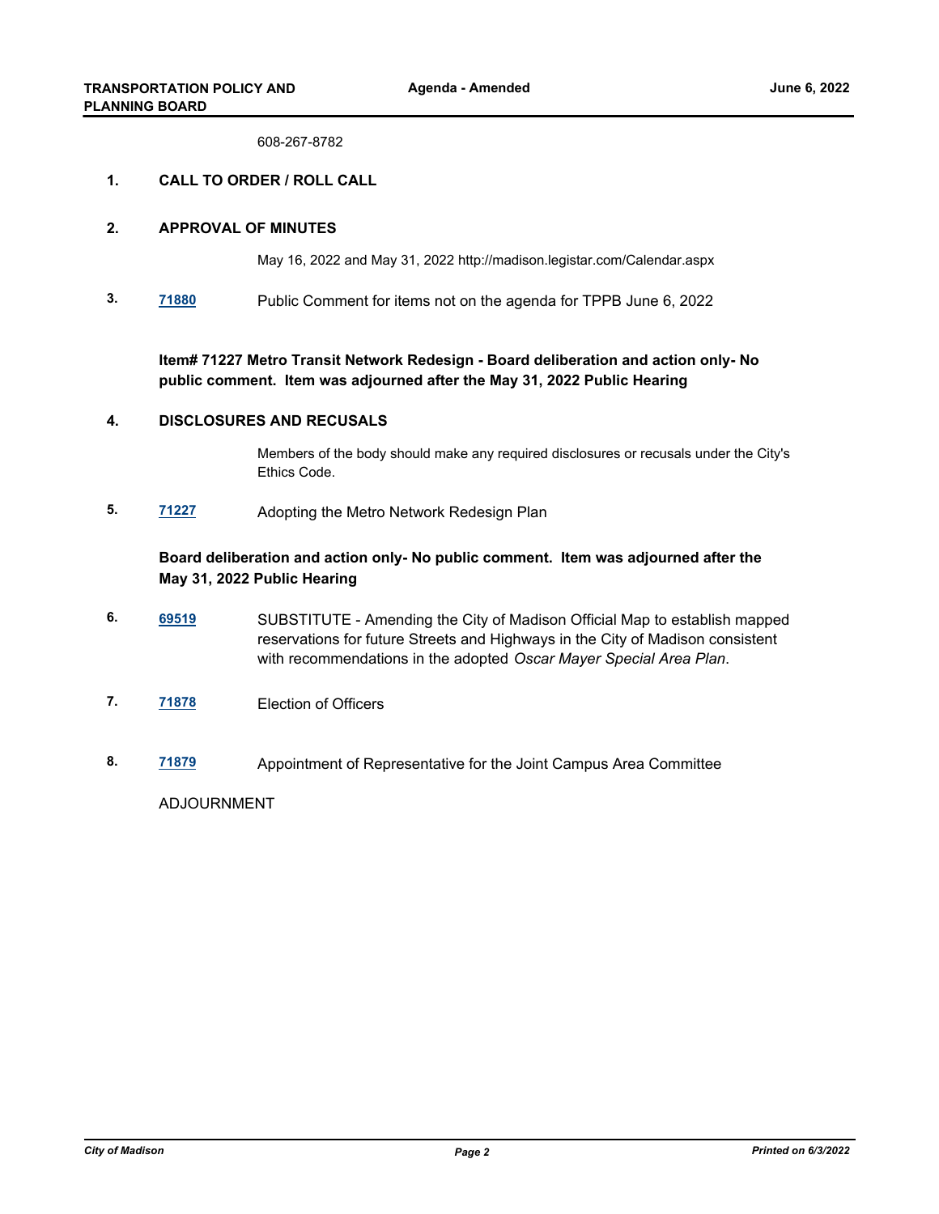608-267-8782

## 1. CALL TO ORDER / ROLL CALL

## 2. APPROVAL OF MINUTES

May 16, 2022 and May 31, 2022 http://madison.legistar.com/Calendar.aspx

**3.** **71880** Public Comment for items not on the agenda for TPPB June 6, 2022

**Item# 71227 Metro Transit Network Redesign - Board deliberation and action only- No public comment. Item was adjourned after the May 31, 2022 Public Hearing**

## 4. DISCLOSURES AND RECUSALS

Members of the body should make any required disclosures or recusals under the City's Ethics Code.

**5.** **71227** Adopting the Metro Network Redesign Plan

**Board deliberation and action only- No public comment. Item was adjourned after the May 31, 2022 Public Hearing**

**6.** **69519** SUBSTITUTE - Amending the City of Madison Official Map to establish mapped reservations for future Streets and Highways in the City of Madison consistent with recommendations in the adopted *Oscar Mayer Special Area Plan*.

**7.** **71878** Election of Officers

**8.** **71879** Appointment of Representative for the Joint Campus Area Committee

ADJOURNMENT